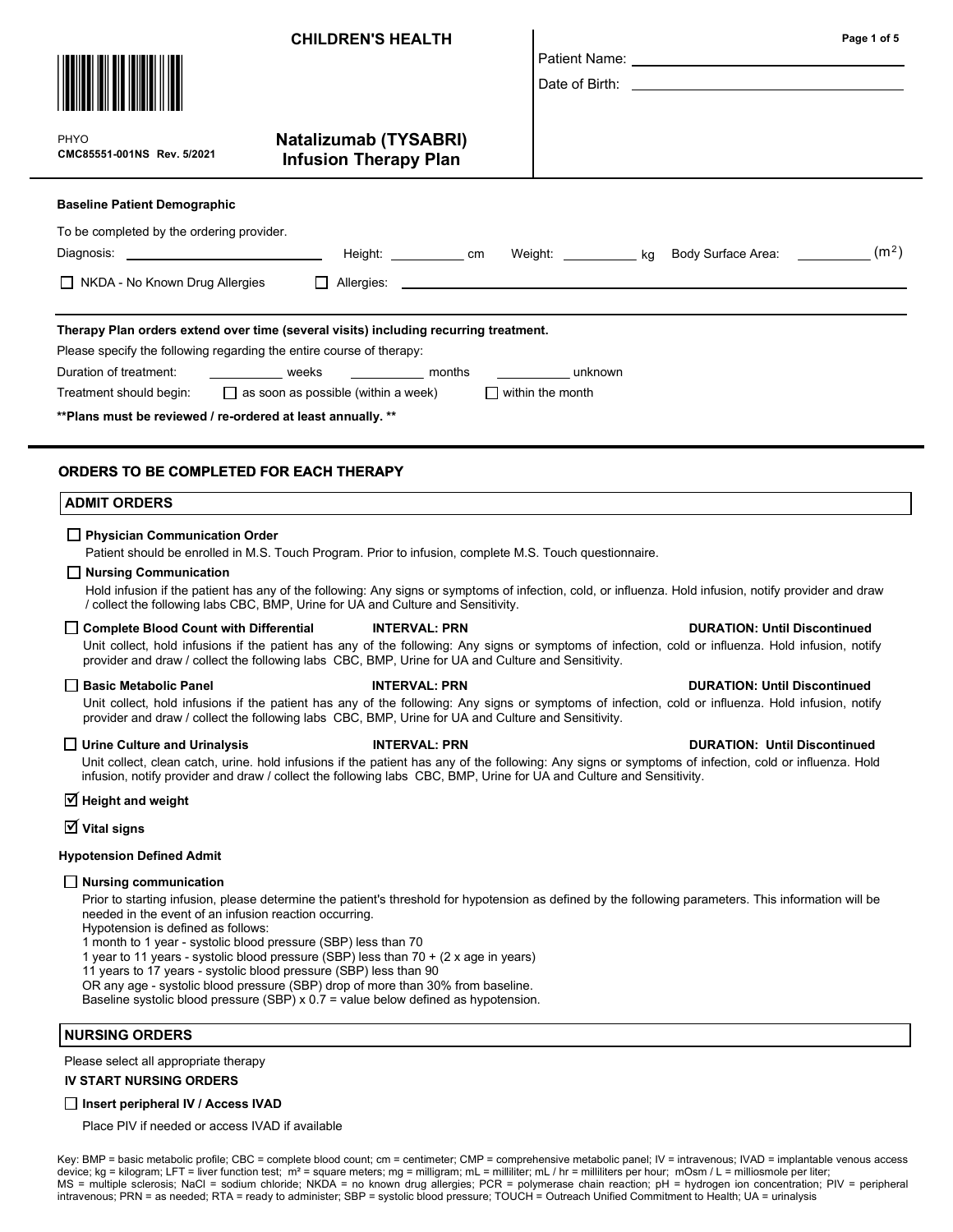**CHILDREN'S HEALTH**

PHYO
**CMC85551-001NS Rev. 5/2021**

# Natalizumab (TYSABRI) Infusion Therapy Plan

Patient Name: ______________________

Date of Birth: ______________________

**Baseline Patient Demographic**

To be completed by the ordering provider.

Diagnosis: ______________ Height: ________ cm Weight: ________ kg Body Surface Area: ________ ($m^2$)

☐ NKDA - No Known Drug Allergies ☐ Allergies: ______________________

**Therapy Plan orders extend over time (several visits) including recurring treatment.**

Please specify the following regarding the entire course of therapy:

Duration of treatment: ________ weeks ________ months ________ unknown

Treatment should begin: ☐ as soon as possible (within a week) ☐ within the month

****Plans must be reviewed / re-ordered at least annually. ****

## ORDERS TO BE COMPLETED FOR EACH THERAPY

### ADMIT ORDERS

☐ **Physician Communication Order**
Patient should be enrolled in M.S. Touch Program. Prior to infusion, complete M.S. Touch questionnaire.

☐ **Nursing Communication**
Hold infusion if the patient has any of the following: Any signs or symptoms of infection, cold, or influenza. Hold infusion, notify provider and draw / collect the following labs CBC, BMP, Urine for UA and Culture and Sensitivity.

☐ **Complete Blood Count with Differential** **INTERVAL: PRN** **DURATION: Until Discontinued**
Unit collect, hold infusions if the patient has any of the following: Any signs or symptoms of infection, cold or influenza. Hold infusion, notify provider and draw / collect the following labs CBC, BMP, Urine for UA and Culture and Sensitivity.

☐ **Basic Metabolic Panel** **INTERVAL: PRN** **DURATION: Until Discontinued**
Unit collect, hold infusions if the patient has any of the following: Any signs or symptoms of infection, cold or influenza. Hold infusion, notify provider and draw / collect the following labs CBC, BMP, Urine for UA and Culture and Sensitivity.

☐ **Urine Culture and Urinalysis** **INTERVAL: PRN** **DURATION: Until Discontinued**
Unit collect, clean catch, urine. hold infusions if the patient has any of the following: Any signs or symptoms of infection, cold or influenza. Hold infusion, notify provider and draw / collect the following labs CBC, BMP, Urine for UA and Culture and Sensitivity.

☑ **Height and weight**

☑ **Vital signs**

**Hypotension Defined Admit**

☐ **Nursing communication**
Prior to starting infusion, please determine the patient's threshold for hypotension as defined by the following parameters. This information will be needed in the event of an infusion reaction occurring.
Hypotension is defined as follows:
1 month to 1 year - systolic blood pressure (SBP) less than 70
1 year to 11 years - systolic blood pressure (SBP) less than 70 + (2 x age in years)
11 years to 17 years - systolic blood pressure (SBP) less than 90
OR any age - systolic blood pressure (SBP) drop of more than 30% from baseline.
Baseline systolic blood pressure (SBP) x 0.7 = value below defined as hypotension.

### NURSING ORDERS

Please select all appropriate therapy

**IV START NURSING ORDERS**

☐ **Insert peripheral IV / Access IVAD**
Place PIV if needed or access IVAD if available

Key: BMP = basic metabolic profile; CBC = complete blood count; cm = centimeter; CMP = comprehensive metabolic panel; IV = intravenous; IVAD = implantable venous access device; kg = kilogram; LFT = liver function test; m² = square meters; mg = milligram; mL = milliliter; mL / hr = milliliters per hour; mOsm / L = milliosmole per liter; MS = multiple sclerosis; NaCl = sodium chloride; NKDA = no known drug allergies; PCR = polymerase chain reaction; pH = hydrogen ion concentration; PIV = peripheral intravenous; PRN = as needed; RTA = ready to administer; SBP = systolic blood pressure; TOUCH = Outreach Unified Commitment to Health; UA = urinalysis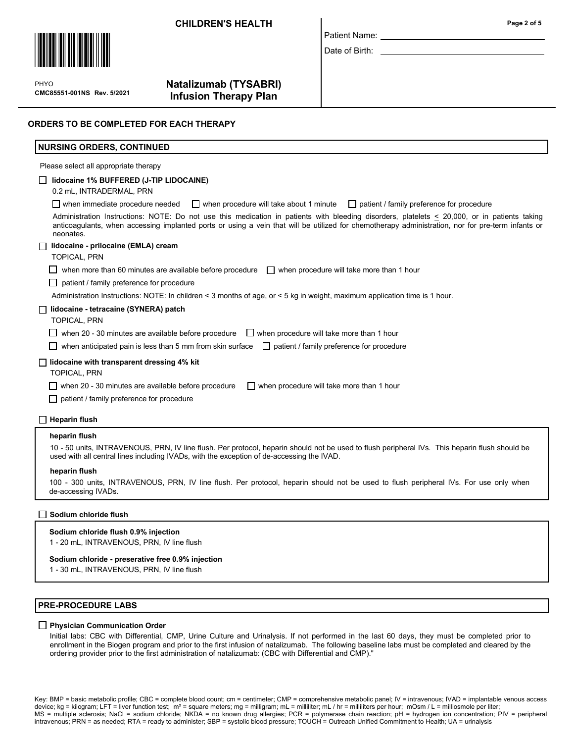**CHILDREN'S HEALTH**

PHYO
**CMC85551-001NS Rev. 5/2021**

## Natalizumab (TYSABRI) Infusion Therapy Plan

Patient Name: ______________________

Date of Birth: ______________________

## ORDERS TO BE COMPLETED FOR EACH THERAPY

### NURSING ORDERS, CONTINUED

Please select all appropriate therapy

☐ **lidocaine 1% BUFFERED (J-TIP LIDOCAINE)**
0.2 mL, INTRADERMAL, PRN

☐ when immediate procedure needed ☐ when procedure will take about 1 minute ☐ patient / family preference for procedure

Administration Instructions: NOTE: Do not use this medication in patients with bleeding disorders, platelets ≤ 20,000, or in patients taking anticoagulants, when accessing implanted ports or using a vein that will be utilized for chemotherapy administration, nor for pre-term infants or neonates.

☐ **lidocaine - prilocaine (EMLA) cream**
TOPICAL, PRN

☐ when more than 60 minutes are available before procedure ☐ when procedure will take more than 1 hour

☐ patient / family preference for procedure

Administration Instructions: NOTE: In children < 3 months of age, or < 5 kg in weight, maximum application time is 1 hour.

☐ **lidocaine - tetracaine (SYNERA) patch**
TOPICAL, PRN

☐ when 20 - 30 minutes are available before procedure ☐ when procedure will take more than 1 hour

☐ when anticipated pain is less than 5 mm from skin surface ☐ patient / family preference for procedure

☐ **lidocaine with transparent dressing 4% kit**
TOPICAL, PRN

☐ when 20 - 30 minutes are available before procedure ☐ when procedure will take more than 1 hour

☐ patient / family preference for procedure

☐ **Heparin flush**

**heparin flush**
10 - 50 units, INTRAVENOUS, PRN, IV line flush. Per protocol, heparin should not be used to flush peripheral IVs. This heparin flush should be used with all central lines including IVADs, with the exception of de-accessing the IVAD.

**heparin flush**
100 - 300 units, INTRAVENOUS, PRN, IV line flush. Per protocol, heparin should not be used to flush peripheral IVs. For use only when de-accessing IVADs.

☐ **Sodium chloride flush**

**Sodium chloride flush 0.9% injection**
1 - 20 mL, INTRAVENOUS, PRN, IV line flush

**Sodium chloride - preservative free 0.9% injection**
1 - 30 mL, INTRAVENOUS, PRN, IV line flush

### PRE-PROCEDURE LABS

☐ **Physician Communication Order**
Initial labs: CBC with Differential, CMP, Urine Culture and Urinalysis. If not performed in the last 60 days, they must be completed prior to enrollment in the Biogen program and prior to the first infusion of natalizumab. The following baseline labs must be completed and cleared by the ordering provider prior to the first administration of natalizumab: (CBC with Differential and CMP)."

Key: BMP = basic metabolic profile; CBC = complete blood count; cm = centimeter; CMP = comprehensive metabolic panel; IV = intravenous; IVAD = implantable venous access device; kg = kilogram; LFT = liver function test; m² = square meters; mg = milligram; mL = milliliter; mL / hr = milliliters per hour; mOsm / L = milliosmole per liter; MS = multiple sclerosis; NaCl = sodium chloride; NKDA = no known drug allergies; PCR = polymerase chain reaction; pH = hydrogen ion concentration; PIV = peripheral intravenous; PRN = as needed; RTA = ready to administer; SBP = systolic blood pressure; TOUCH = Outreach Unified Commitment to Health; UA = urinalysis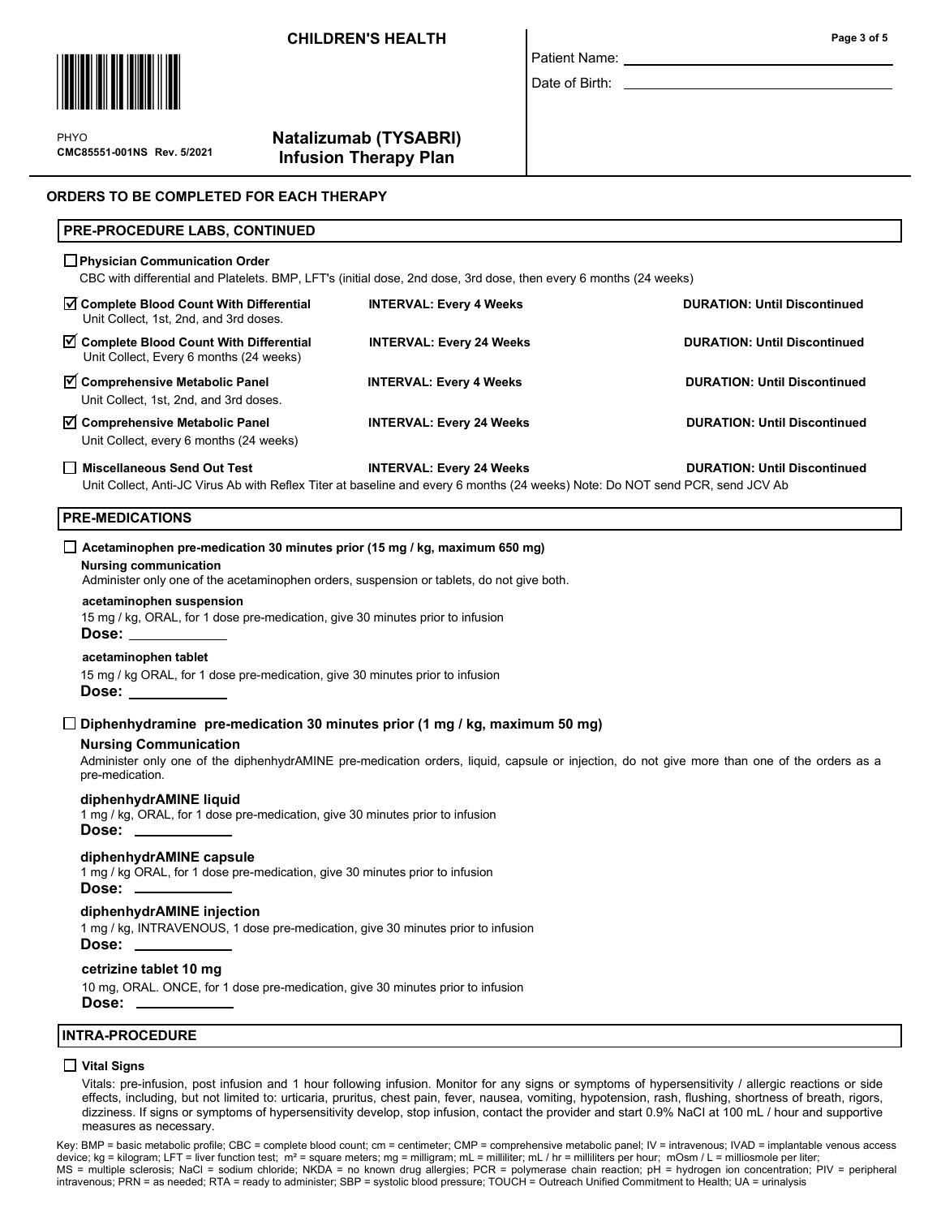**CHILDREN'S HEALTH**

PHYO
**CMC85551-001NS Rev. 5/2021**

**Natalizumab (TYSABRI) Infusion Therapy Plan**

Patient Name: ______________________

Date of Birth: ______________________

## ORDERS TO BE COMPLETED FOR EACH THERAPY

### PRE-PROCEDURE LABS, CONTINUED

☐ **Physician Communication Order**
CBC with differential and Platelets. BMP, LFT's (initial dose, 2nd dose, 3rd dose, then every 6 months (24 weeks)

| Order | Interval | Duration |
|---|---|---|
| ☑ **Complete Blood Count With Differential** Unit Collect, 1st, 2nd, and 3rd doses. | **INTERVAL: Every 4 Weeks** | **DURATION: Until Discontinued** |
| ☑ **Complete Blood Count With Differential** Unit Collect, Every 6 months (24 weeks) | **INTERVAL: Every 24 Weeks** | **DURATION: Until Discontinued** |
| ☑ **Comprehensive Metabolic Panel** Unit Collect, 1st, 2nd, and 3rd doses. | **INTERVAL: Every 4 Weeks** | **DURATION: Until Discontinued** |
| ☑ **Comprehensive Metabolic Panel** Unit Collect, every 6 months (24 weeks) | **INTERVAL: Every 24 Weeks** | **DURATION: Until Discontinued** |
| ☐ **Miscellaneous Send Out Test** | **INTERVAL: Every 24 Weeks** | **DURATION: Until Discontinued** |

Unit Collect, Anti-JC Virus Ab with Reflex Titer at baseline and every 6 months (24 weeks) Note: Do NOT send PCR, send JCV Ab

### PRE-MEDICATIONS

☐ **Acetaminophen pre-medication 30 minutes prior (15 mg / kg, maximum 650 mg)**

**Nursing communication**
Administer only one of the acetaminophen orders, suspension or tablets, do not give both.

**acetaminophen suspension**
15 mg / kg, ORAL, for 1 dose pre-medication, give 30 minutes prior to infusion
**Dose:** ____________

**acetaminophen tablet**
15 mg / kg ORAL, for 1 dose pre-medication, give 30 minutes prior to infusion
**Dose:** ____________

☐ **Diphenhydramine pre-medication 30 minutes prior (1 mg / kg, maximum 50 mg)**

**Nursing Communication**
Administer only one of the diphenhydrAMINE pre-medication orders, liquid, capsule or injection, do not give more than one of the orders as a pre-medication.

**diphenhydrAMINE liquid**
1 mg / kg, ORAL, for 1 dose pre-medication, give 30 minutes prior to infusion
**Dose:** ____________

**diphenhydrAMINE capsule**
1 mg / kg ORAL, for 1 dose pre-medication, give 30 minutes prior to infusion
**Dose:** ____________

**diphenhydrAMINE injection**
1 mg / kg, INTRAVENOUS, 1 dose pre-medication, give 30 minutes prior to infusion
**Dose:** ____________

**cetrizine tablet 10 mg**
10 mg, ORAL. ONCE, for 1 dose pre-medication, give 30 minutes prior to infusion
**Dose:** ____________

### INTRA-PROCEDURE

☐ **Vital Signs**
Vitals: pre-infusion, post infusion and 1 hour following infusion. Monitor for any signs or symptoms of hypersensitivity / allergic reactions or side effects, including, but not limited to: urticaria, pruritus, chest pain, fever, nausea, vomiting, hypotension, rash, flushing, shortness of breath, rigors, dizziness. If signs or symptoms of hypersensitivity develop, stop infusion, contact the provider and start 0.9% NaCl at 100 mL / hour and supportive measures as necessary.

Key: BMP = basic metabolic profile; CBC = complete blood count; cm = centimeter; CMP = comprehensive metabolic panel; IV = intravenous; IVAD = implantable venous access device; kg = kilogram; LFT = liver function test; m² = square meters; mg = milligram; mL = milliliter; mL / hr = milliliters per hour; mOsm / L = milliosmole per liter; MS = multiple sclerosis; NaCl = sodium chloride; NKDA = no known drug allergies; PCR = polymerase chain reaction; pH = hydrogen ion concentration; PIV = peripheral intravenous; PRN = as needed; RTA = ready to administer; SBP = systolic blood pressure; TOUCH = Outreach Unified Commitment to Health; UA = urinalysis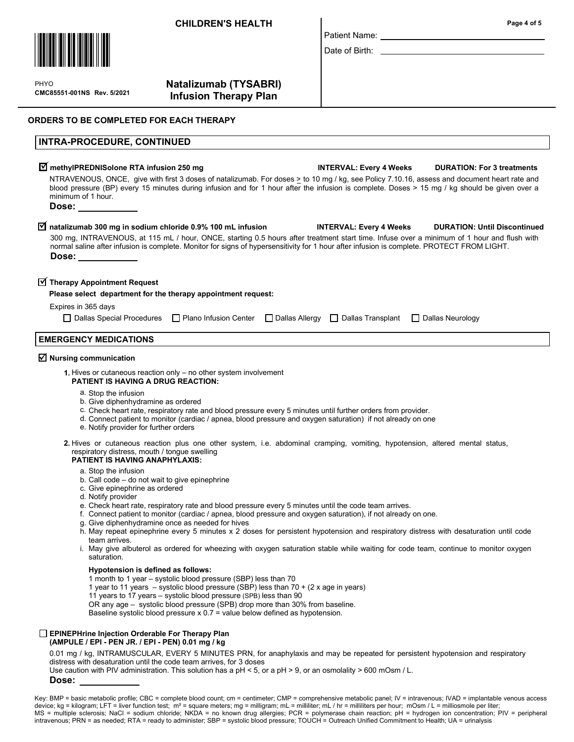# CHILDREN'S HEALTH

PHYO
CMC85551-001NS Rev. 5/2021

## Natalizumab (TYSABRI) Infusion Therapy Plan

Patient Name: ______________________

Date of Birth: ______________________

### ORDERS TO BE COMPLETED FOR EACH THERAPY

### INTRA-PROCEDURE, CONTINUED

☑ **methylPREDNISolone RTA infusion 250 mg** — **INTERVAL: Every 4 Weeks** — **DURATION: For 3 treatments**

NTRAVENOUS, ONCE, give with first 3 doses of natalizumab. For doses ≥ to 10 mg / kg, see Policy 7.10.16, assess and document heart rate and blood pressure (BP) every 15 minutes during infusion and for 1 hour after the infusion is complete. Doses > 15 mg / kg should be given over a minimum of 1 hour.

**Dose:** ____________

☑ **natalizumab 300 mg in sodium chloride 0.9% 100 mL infusion** — **INTERVAL: Every 4 Weeks** — **DURATION: Until Discontinued**

300 mg, INTRAVENOUS, at 115 mL / hour, ONCE, starting 0.5 hours after treatment start time. Infuse over a minimum of 1 hour and flush with normal saline after infusion is complete. Monitor for signs of hypersensitivity for 1 hour after infusion is complete. PROTECT FROM LIGHT.

**Dose:** ____________

☑ **Therapy Appointment Request**

**Please select department for the therapy appointment request:**

Expires in 365 days

☐ Dallas Special Procedures ☐ Plano Infusion Center ☐ Dallas Allergy ☐ Dallas Transplant ☐ Dallas Neurology

### EMERGENCY MEDICATIONS

☑ **Nursing communication**

1. Hives or cutaneous reaction only – no other system involvement
   **PATIENT IS HAVING A DRUG REACTION:**
   a. Stop the infusion
   b. Give diphenhydramine as ordered
   c. Check heart rate, respiratory rate and blood pressure every 5 minutes until further orders from provider.
   d. Connect patient to monitor (cardiac / apnea, blood pressure and oxygen saturation) if not already on one
   e. Notify provider for further orders

2. Hives or cutaneous reaction plus one other system, i.e. abdominal cramping, vomiting, hypotension, altered mental status, respiratory distress, mouth / tongue swelling
   **PATIENT IS HAVING ANAPHYLAXIS:**
   a. Stop the infusion
   b. Call code – do not wait to give epinephrine
   c. Give epinephrine as ordered
   d. Notify provider
   e. Check heart rate, respiratory rate and blood pressure every 5 minutes until the code team arrives.
   f. Connect patient to monitor (cardiac / apnea, blood pressure and oxygen saturation), if not already on one.
   g. Give diphenhydramine once as needed for hives
   h. May repeat epinephrine every 5 minutes x 2 doses for persistent hypotension and respiratory distress with desaturation until code team arrives.
   i. May give albuterol as ordered for wheezing with oxygen saturation stable while waiting for code team, continue to monitor oxygen saturation.

   **Hypotension is defined as follows:**
   1 month to 1 year – systolic blood pressure (SBP) less than 70
   1 year to 11 years – systolic blood pressure (SBP) less than 70 + (2 x age in years)
   11 years to 17 years – systolic blood pressure (SPB) less than 90
   OR any age – systolic blood pressure (SPB) drop more than 30% from baseline.
   Baseline systolic blood pressure x 0.7 = value below defined as hypotension.

☐ **EPINEPHrine Injection Orderable For Therapy Plan (AMPULE / EPI - PEN JR. / EPI - PEN) 0.01 mg / kg**

0.01 mg / kg, INTRAMUSCULAR, EVERY 5 MINUTES PRN, for anaphylaxis and may be repeated for persistent hypotension and respiratory distress with desaturation until the code team arrives, for 3 doses
Use caution with PIV administration. This solution has a pH < 5, or a pH > 9, or an osmolality > 600 mOsm / L.

**Dose:** ____________

Key: BMP = basic metabolic profile; CBC = complete blood count; cm = centimeter; CMP = comprehensive metabolic panel; IV = intravenous; IVAD = implantable venous access device; kg = kilogram; LFT = liver function test; m² = square meters; mg = milligram; mL = milliliter; mL / hr = milliliters per hour; mOsm / L = milliosmole per liter; MS = multiple sclerosis; NaCl = sodium chloride; NKDA = no known drug allergies; PCR = polymerase chain reaction; pH = hydrogen ion concentration; PIV = peripheral intravenous; PRN = as needed; RTA = ready to administer; SBP = systolic blood pressure; TOUCH = Outreach Unified Commitment to Health; UA = urinalysis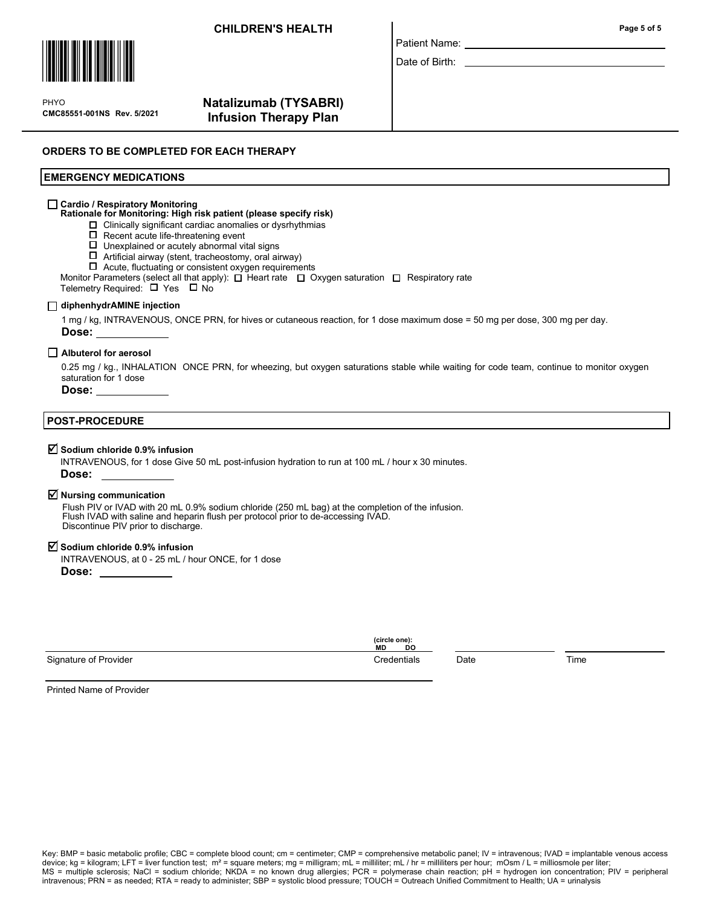**CHILDREN'S HEALTH**

Patient Name: ____________________

Date of Birth: ____________________

PHYO
**CMC85551-001NS Rev. 5/2021**

## Natalizumab (TYSABRI) Infusion Therapy Plan

### ORDERS TO BE COMPLETED FOR EACH THERAPY

### EMERGENCY MEDICATIONS

☐ **Cardio / Respiratory Monitoring**
**Rationale for Monitoring: High risk patient (please specify risk)**

- ☐ Clinically significant cardiac anomalies or dysrhythmias
- ☐ Recent acute life-threatening event
- ☐ Unexplained or acutely abnormal vital signs
- ☐ Artificial airway (stent, tracheostomy, oral airway)
- ☐ Acute, fluctuating or consistent oxygen requirements

Monitor Parameters (select all that apply): ☐ Heart rate ☐ Oxygen saturation ☐ Respiratory rate
Telemetry Required: ☐ Yes ☐ No

☐ **diphenhydrAMINE injection**

1 mg / kg, INTRAVENOUS, ONCE PRN, for hives or cutaneous reaction, for 1 dose maximum dose = 50 mg per dose, 300 mg per day.
**Dose:** ____________

☐ **Albuterol for aerosol**

0.25 mg / kg., INHALATION ONCE PRN, for wheezing, but oxygen saturations stable while waiting for code team, continue to monitor oxygen saturation for 1 dose
**Dose:** ____________

### POST-PROCEDURE

☑ **Sodium chloride 0.9% infusion**

INTRAVENOUS, for 1 dose Give 50 mL post-infusion hydration to run at 100 mL / hour x 30 minutes.
**Dose:** ____________

☑ **Nursing communication**

Flush PIV or IVAD with 20 mL 0.9% sodium chloride (250 mL bag) at the completion of the infusion.
Flush IVAD with saline and heparin flush per protocol prior to de-accessing IVAD.
Discontinue PIV prior to discharge.

☑ **Sodium chloride 0.9% infusion**

INTRAVENOUS, at 0 - 25 mL / hour ONCE, for 1 dose
**Dose:** ____________

Signature of Provider ____________________ Credentials (circle one): MD DO ____________ Date ____________ Time ____________

Printed Name of Provider ____________________

Key: BMP = basic metabolic profile; CBC = complete blood count; cm = centimeter; CMP = comprehensive metabolic panel; IV = intravenous; IVAD = implantable venous access device; kg = kilogram; LFT = liver function test; m² = square meters; mg = milligram; mL = milliliter; mL / hr = milliliters per hour; mOsm / L = milliosmole per liter; MS = multiple sclerosis; NaCl = sodium chloride; NKDA = no known drug allergies; PCR = polymerase chain reaction; pH = hydrogen ion concentration; PIV = peripheral intravenous; PRN = as needed; RTA = ready to administer; SBP = systolic blood pressure; TOUCH = Outreach Unified Commitment to Health; UA = urinalysis